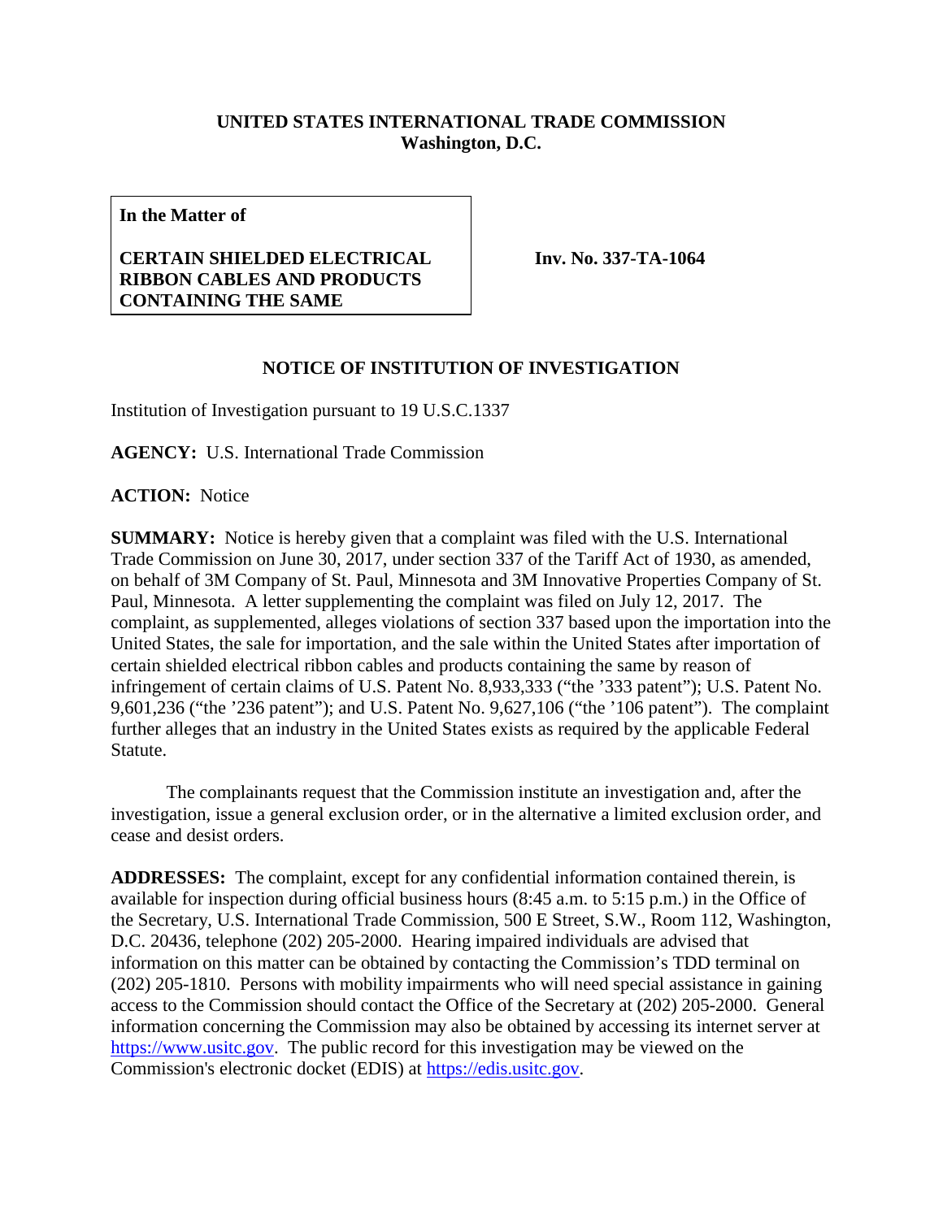**UNITED STATES INTERNATIONAL TRADE COMMISSION**
**Washington, D.C.**

| **In the Matter of**<br><br>**CERTAIN SHIELDED ELECTRICAL RIBBON CABLES AND PRODUCTS CONTAINING THE SAME** | **Inv. No. 337-TA-1064** |
|---|---|

## NOTICE OF INSTITUTION OF INVESTIGATION

Institution of Investigation pursuant to 19 U.S.C.1337

**AGENCY:** U.S. International Trade Commission

**ACTION:** Notice

**SUMMARY:** Notice is hereby given that a complaint was filed with the U.S. International Trade Commission on June 30, 2017, under section 337 of the Tariff Act of 1930, as amended, on behalf of 3M Company of St. Paul, Minnesota and 3M Innovative Properties Company of St. Paul, Minnesota. A letter supplementing the complaint was filed on July 12, 2017. The complaint, as supplemented, alleges violations of section 337 based upon the importation into the United States, the sale for importation, and the sale within the United States after importation of certain shielded electrical ribbon cables and products containing the same by reason of infringement of certain claims of U.S. Patent No. 8,933,333 ("the '333 patent"); U.S. Patent No. 9,601,236 ("the '236 patent"); and U.S. Patent No. 9,627,106 ("the '106 patent"). The complaint further alleges that an industry in the United States exists as required by the applicable Federal Statute.

The complainants request that the Commission institute an investigation and, after the investigation, issue a general exclusion order, or in the alternative a limited exclusion order, and cease and desist orders.

**ADDRESSES:** The complaint, except for any confidential information contained therein, is available for inspection during official business hours (8:45 a.m. to 5:15 p.m.) in the Office of the Secretary, U.S. International Trade Commission, 500 E Street, S.W., Room 112, Washington, D.C. 20436, telephone (202) 205-2000. Hearing impaired individuals are advised that information on this matter can be obtained by contacting the Commission's TDD terminal on (202) 205-1810. Persons with mobility impairments who will need special assistance in gaining access to the Commission should contact the Office of the Secretary at (202) 205-2000. General information concerning the Commission may also be obtained by accessing its internet server at https://www.usitc.gov. The public record for this investigation may be viewed on the Commission's electronic docket (EDIS) at https://edis.usitc.gov.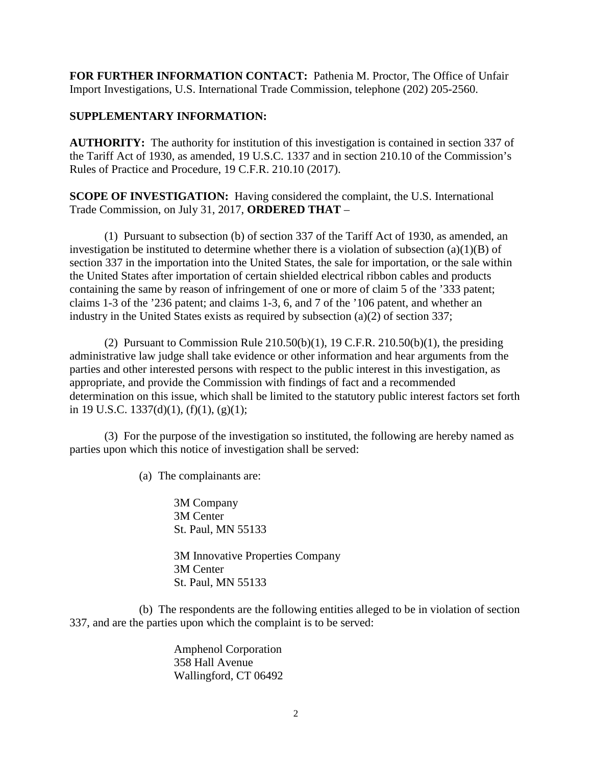**FOR FURTHER INFORMATION CONTACT:** Pathenia M. Proctor, The Office of Unfair Import Investigations, U.S. International Trade Commission, telephone (202) 205-2560.

**SUPPLEMENTARY INFORMATION:**

**AUTHORITY:** The authority for institution of this investigation is contained in section 337 of the Tariff Act of 1930, as amended, 19 U.S.C. 1337 and in section 210.10 of the Commission's Rules of Practice and Procedure, 19 C.F.R. 210.10 (2017).

**SCOPE OF INVESTIGATION:** Having considered the complaint, the U.S. International Trade Commission, on July 31, 2017, **ORDERED THAT** –

(1) Pursuant to subsection (b) of section 337 of the Tariff Act of 1930, as amended, an investigation be instituted to determine whether there is a violation of subsection (a)(1)(B) of section 337 in the importation into the United States, the sale for importation, or the sale within the United States after importation of certain shielded electrical ribbon cables and products containing the same by reason of infringement of one or more of claim 5 of the '333 patent; claims 1-3 of the '236 patent; and claims 1-3, 6, and 7 of the '106 patent, and whether an industry in the United States exists as required by subsection (a)(2) of section 337;

(2) Pursuant to Commission Rule 210.50(b)(1), 19 C.F.R. 210.50(b)(1), the presiding administrative law judge shall take evidence or other information and hear arguments from the parties and other interested persons with respect to the public interest in this investigation, as appropriate, and provide the Commission with findings of fact and a recommended determination on this issue, which shall be limited to the statutory public interest factors set forth in 19 U.S.C. 1337(d)(1), (f)(1), (g)(1);

(3) For the purpose of the investigation so instituted, the following are hereby named as parties upon which this notice of investigation shall be served:

(a) The complainants are:

3M Company
3M Center
St. Paul, MN 55133

3M Innovative Properties Company
3M Center
St. Paul, MN 55133

(b) The respondents are the following entities alleged to be in violation of section 337, and are the parties upon which the complaint is to be served:

Amphenol Corporation
358 Hall Avenue
Wallingford, CT 06492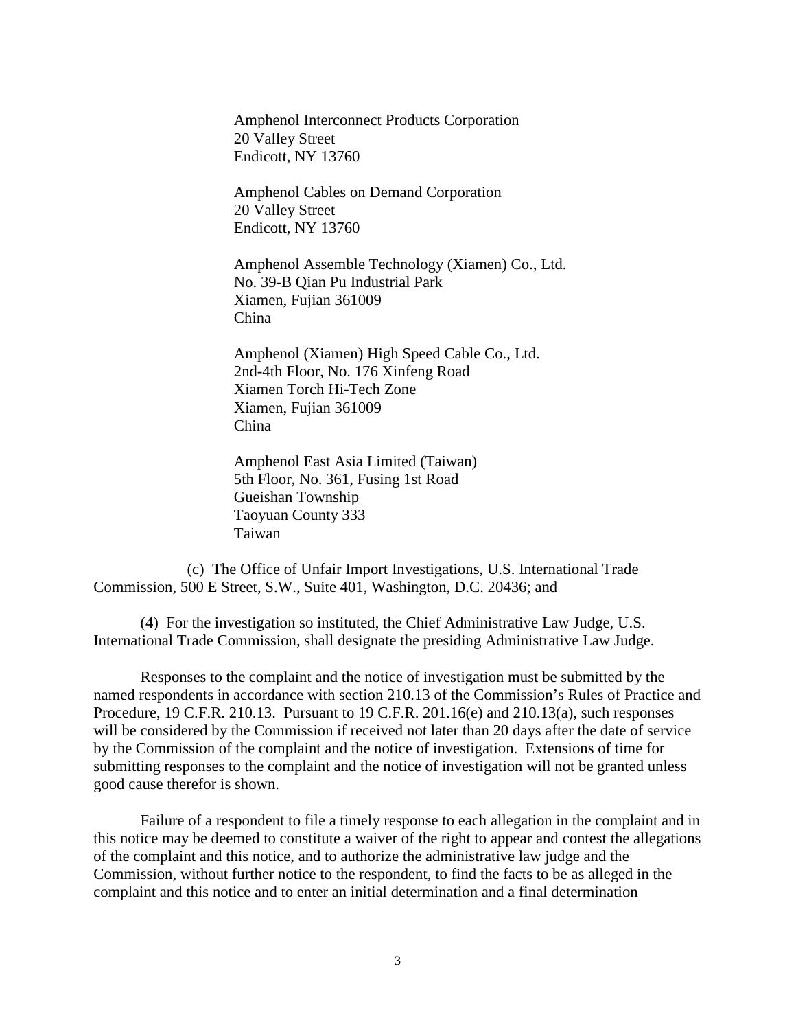Amphenol Interconnect Products Corporation
20 Valley Street
Endicott, NY 13760

Amphenol Cables on Demand Corporation
20 Valley Street
Endicott, NY 13760

Amphenol Assemble Technology (Xiamen) Co., Ltd.
No. 39-B Qian Pu Industrial Park
Xiamen, Fujian 361009
China

Amphenol (Xiamen) High Speed Cable Co., Ltd.
2nd-4th Floor, No. 176 Xinfeng Road
Xiamen Torch Hi-Tech Zone
Xiamen, Fujian 361009
China

Amphenol East Asia Limited (Taiwan)
5th Floor, No. 361, Fusing 1st Road
Gueishan Township
Taoyuan County 333
Taiwan

(c) The Office of Unfair Import Investigations, U.S. International Trade Commission, 500 E Street, S.W., Suite 401, Washington, D.C. 20436; and

(4) For the investigation so instituted, the Chief Administrative Law Judge, U.S. International Trade Commission, shall designate the presiding Administrative Law Judge.

Responses to the complaint and the notice of investigation must be submitted by the named respondents in accordance with section 210.13 of the Commission's Rules of Practice and Procedure, 19 C.F.R. 210.13. Pursuant to 19 C.F.R. 201.16(e) and 210.13(a), such responses will be considered by the Commission if received not later than 20 days after the date of service by the Commission of the complaint and the notice of investigation. Extensions of time for submitting responses to the complaint and the notice of investigation will not be granted unless good cause therefor is shown.

Failure of a respondent to file a timely response to each allegation in the complaint and in this notice may be deemed to constitute a waiver of the right to appear and contest the allegations of the complaint and this notice, and to authorize the administrative law judge and the Commission, without further notice to the respondent, to find the facts to be as alleged in the complaint and this notice and to enter an initial determination and a final determination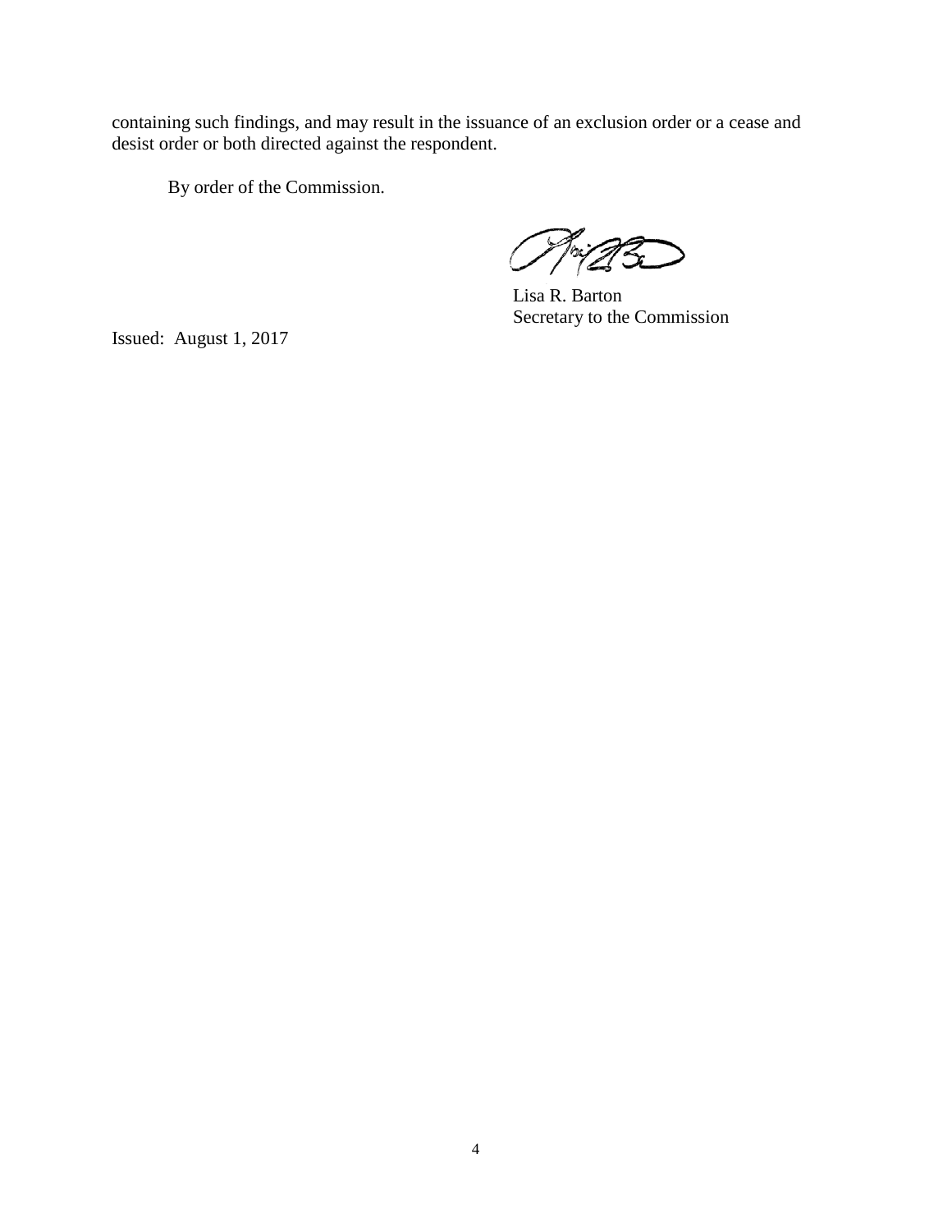containing such findings, and may result in the issuance of an exclusion order or a cease and desist order or both directed against the respondent.

By order of the Commission.

Lisa R. Barton
Secretary to the Commission

Issued: August 1, 2017